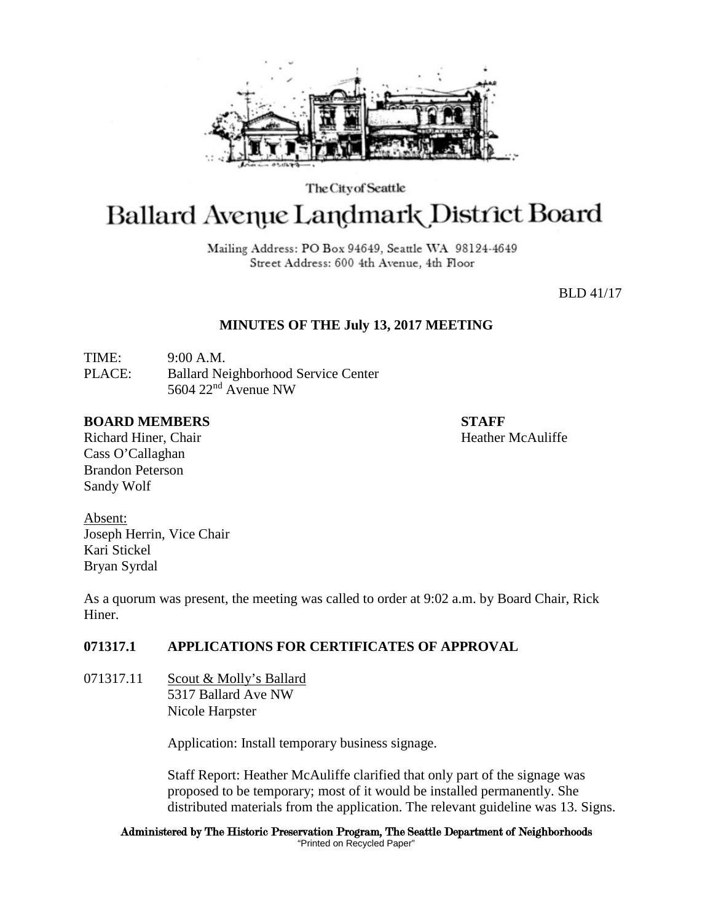The City of Seattle

# Ballard Avenue Landmark District Board

Mailing Address: PO Box 94649, Seattle WA 98124-4649
Street Address: 600 4th Avenue, 4th Floor

BLD 41/17

## MINUTES OF THE July 13, 2017 MEETING

TIME: 9:00 A.M.
PLACE: Ballard Neighborhood Service Center
5604 22nd Avenue NW

**BOARD MEMBERS**
Richard Hiner, Chair
Cass O'Callaghan
Brandon Peterson
Sandy Wolf

**STAFF**
Heather McAuliffe

Absent:
Joseph Herrin, Vice Chair
Kari Stickel
Bryan Syrdal

As a quorum was present, the meeting was called to order at 9:02 a.m. by Board Chair, Rick Hiner.

### 071317.1 APPLICATIONS FOR CERTIFICATES OF APPROVAL

071317.11 Scout & Molly's Ballard
5317 Ballard Ave NW
Nicole Harpster

Application: Install temporary business signage.

Staff Report: Heather McAuliffe clarified that only part of the signage was proposed to be temporary; most of it would be installed permanently. She distributed materials from the application. The relevant guideline was 13. Signs.

Administered by The Historic Preservation Program, The Seattle Department of Neighborhoods
"Printed on Recycled Paper"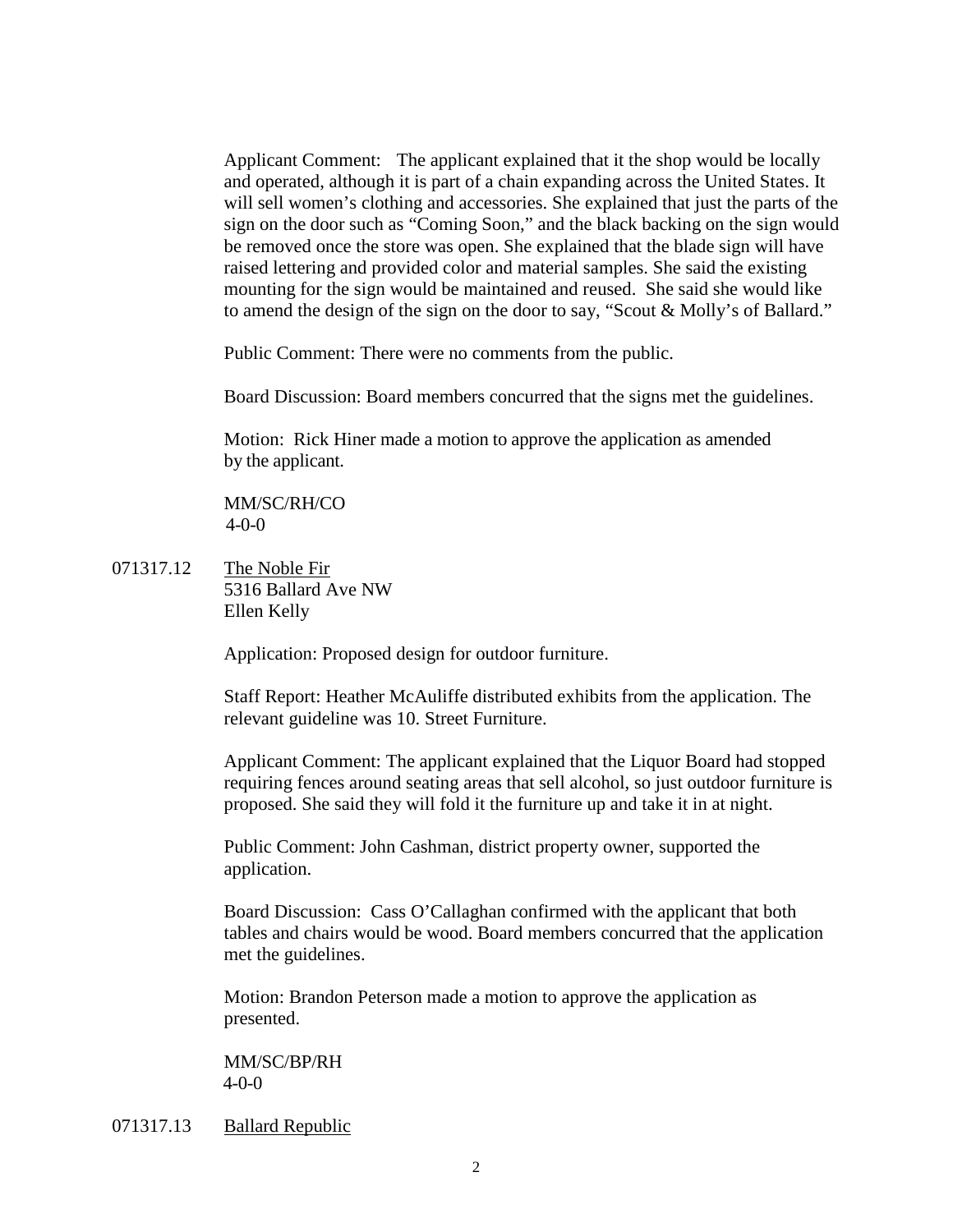Applicant Comment: The applicant explained that it the shop would be locally and operated, although it is part of a chain expanding across the United States. It will sell women's clothing and accessories. She explained that just the parts of the sign on the door such as "Coming Soon," and the black backing on the sign would be removed once the store was open. She explained that the blade sign will have raised lettering and provided color and material samples. She said the existing mounting for the sign would be maintained and reused. She said she would like to amend the design of the sign on the door to say, "Scout & Molly's of Ballard."

Public Comment: There were no comments from the public.

Board Discussion: Board members concurred that the signs met the guidelines.

Motion: Rick Hiner made a motion to approve the application as amended by the applicant.

MM/SC/RH/CO
4-0-0

071317.12 The Noble Fir
5316 Ballard Ave NW
Ellen Kelly

Application: Proposed design for outdoor furniture.

Staff Report: Heather McAuliffe distributed exhibits from the application. The relevant guideline was 10. Street Furniture.

Applicant Comment: The applicant explained that the Liquor Board had stopped requiring fences around seating areas that sell alcohol, so just outdoor furniture is proposed. She said they will fold it the furniture up and take it in at night.

Public Comment: John Cashman, district property owner, supported the application.

Board Discussion: Cass O'Callaghan confirmed with the applicant that both tables and chairs would be wood. Board members concurred that the application met the guidelines.

Motion: Brandon Peterson made a motion to approve the application as presented.

MM/SC/BP/RH
4-0-0

071317.13 Ballard Republic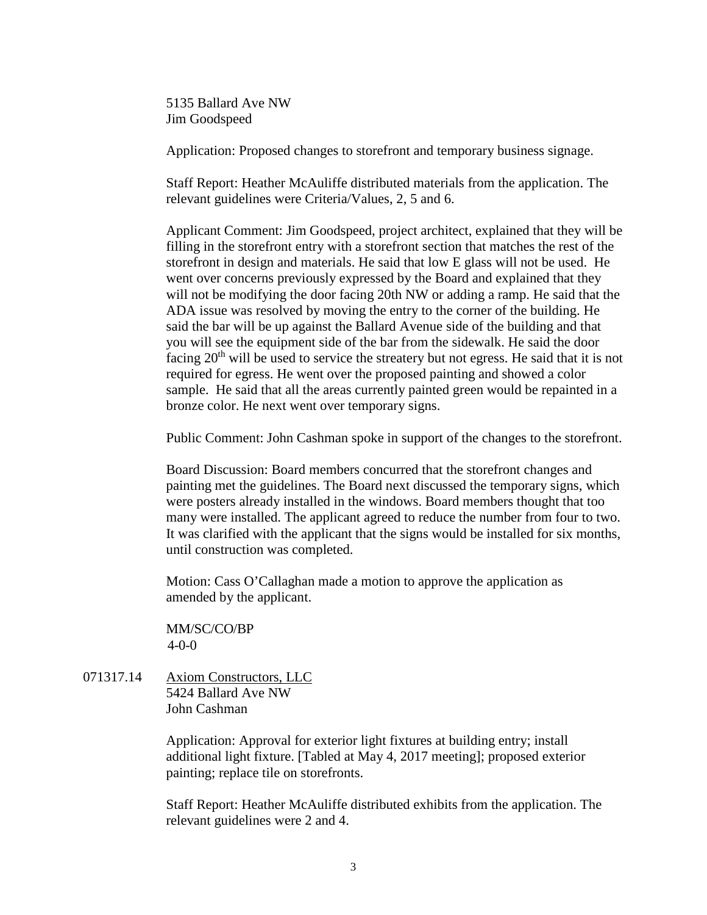5135 Ballard Ave NW
Jim Goodspeed

Application: Proposed changes to storefront and temporary business signage.

Staff Report: Heather McAuliffe distributed materials from the application. The relevant guidelines were Criteria/Values, 2, 5 and 6.

Applicant Comment: Jim Goodspeed, project architect, explained that they will be filling in the storefront entry with a storefront section that matches the rest of the storefront in design and materials. He said that low E glass will not be used. He went over concerns previously expressed by the Board and explained that they will not be modifying the door facing 20th NW or adding a ramp. He said that the ADA issue was resolved by moving the entry to the corner of the building. He said the bar will be up against the Ballard Avenue side of the building and that you will see the equipment side of the bar from the sidewalk. He said the door facing 20th will be used to service the streatery but not egress. He said that it is not required for egress. He went over the proposed painting and showed a color sample. He said that all the areas currently painted green would be repainted in a bronze color. He next went over temporary signs.

Public Comment: John Cashman spoke in support of the changes to the storefront.

Board Discussion: Board members concurred that the storefront changes and painting met the guidelines. The Board next discussed the temporary signs, which were posters already installed in the windows. Board members thought that too many were installed. The applicant agreed to reduce the number from four to two. It was clarified with the applicant that the signs would be installed for six months, until construction was completed.

Motion: Cass O'Callaghan made a motion to approve the application as amended by the applicant.

MM/SC/CO/BP
4-0-0

071317.14 Axiom Constructors, LLC
5424 Ballard Ave NW
John Cashman

Application: Approval for exterior light fixtures at building entry; install additional light fixture. [Tabled at May 4, 2017 meeting]; proposed exterior painting; replace tile on storefronts.

Staff Report: Heather McAuliffe distributed exhibits from the application. The relevant guidelines were 2 and 4.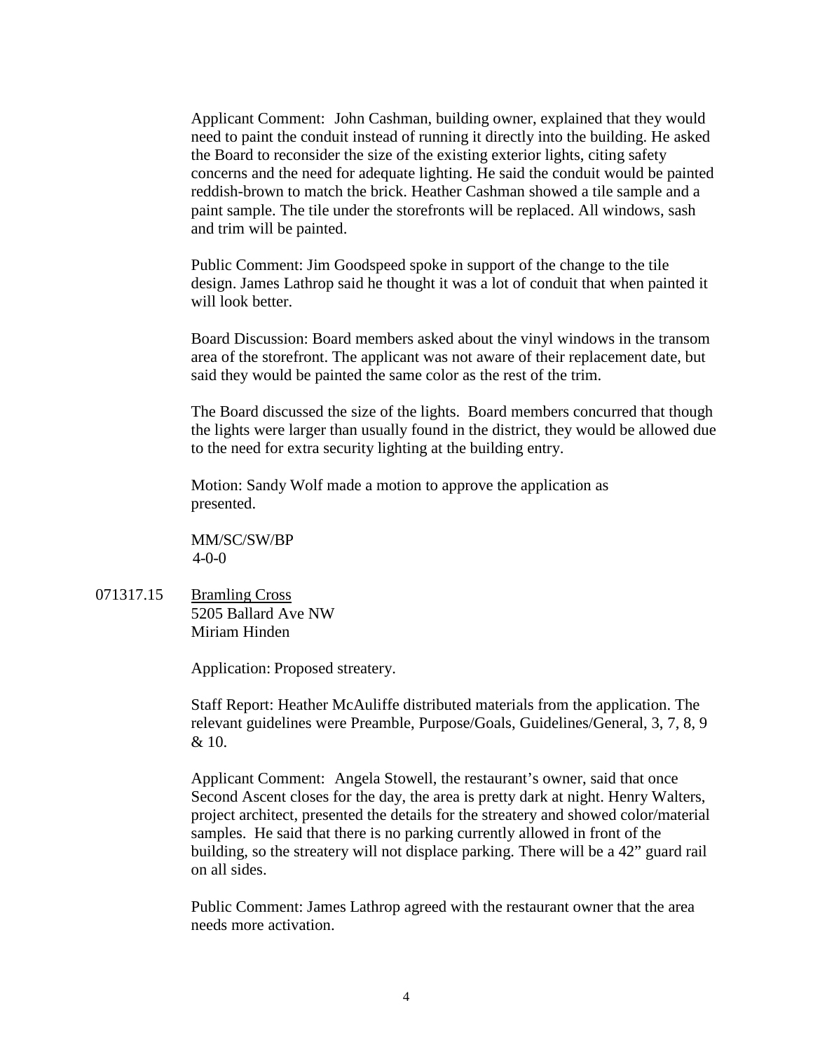Applicant Comment: John Cashman, building owner, explained that they would need to paint the conduit instead of running it directly into the building. He asked the Board to reconsider the size of the existing exterior lights, citing safety concerns and the need for adequate lighting. He said the conduit would be painted reddish-brown to match the brick. Heather Cashman showed a tile sample and a paint sample. The tile under the storefronts will be replaced. All windows, sash and trim will be painted.

Public Comment: Jim Goodspeed spoke in support of the change to the tile design. James Lathrop said he thought it was a lot of conduit that when painted it will look better.

Board Discussion: Board members asked about the vinyl windows in the transom area of the storefront. The applicant was not aware of their replacement date, but said they would be painted the same color as the rest of the trim.

The Board discussed the size of the lights. Board members concurred that though the lights were larger than usually found in the district, they would be allowed due to the need for extra security lighting at the building entry.

Motion: Sandy Wolf made a motion to approve the application as presented.

MM/SC/SW/BP
4-0-0

071317.15 Bramling Cross
5205 Ballard Ave NW
Miriam Hinden

Application: Proposed streatery.

Staff Report: Heather McAuliffe distributed materials from the application. The relevant guidelines were Preamble, Purpose/Goals, Guidelines/General, 3, 7, 8, 9 & 10.

Applicant Comment: Angela Stowell, the restaurant's owner, said that once Second Ascent closes for the day, the area is pretty dark at night. Henry Walters, project architect, presented the details for the streatery and showed color/material samples. He said that there is no parking currently allowed in front of the building, so the streatery will not displace parking. There will be a 42" guard rail on all sides.

Public Comment: James Lathrop agreed with the restaurant owner that the area needs more activation.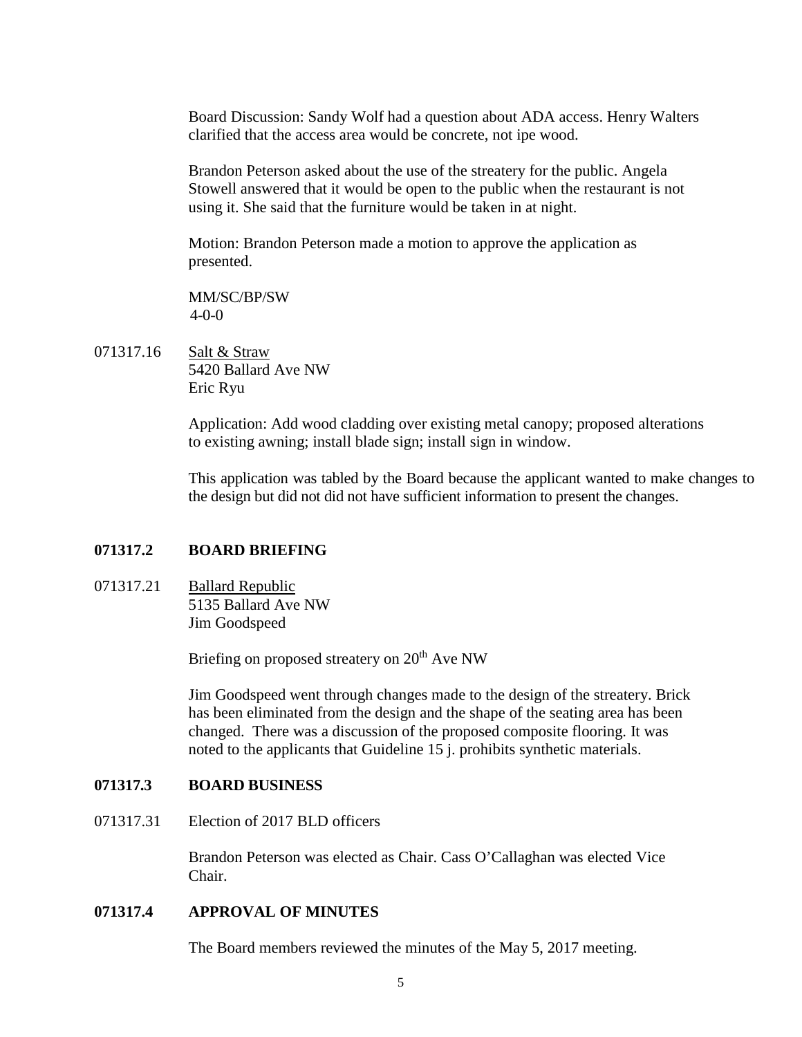Board Discussion: Sandy Wolf had a question about ADA access. Henry Walters clarified that the access area would be concrete, not ipe wood.

Brandon Peterson asked about the use of the streatery for the public. Angela Stowell answered that it would be open to the public when the restaurant is not using it. She said that the furniture would be taken in at night.

Motion: Brandon Peterson made a motion to approve the application as presented.

MM/SC/BP/SW
4-0-0

071317.16 Salt & Straw
5420 Ballard Ave NW
Eric Ryu

Application: Add wood cladding over existing metal canopy; proposed alterations to existing awning; install blade sign; install sign in window.

This application was tabled by the Board because the applicant wanted to make changes to the design but did not did not have sufficient information to present the changes.

## 071317.2 BOARD BRIEFING

071317.21 Ballard Republic
5135 Ballard Ave NW
Jim Goodspeed

Briefing on proposed streatery on 20th Ave NW

Jim Goodspeed went through changes made to the design of the streatery. Brick has been eliminated from the design and the shape of the seating area has been changed. There was a discussion of the proposed composite flooring. It was noted to the applicants that Guideline 15 j. prohibits synthetic materials.

## 071317.3 BOARD BUSINESS

071317.31 Election of 2017 BLD officers

Brandon Peterson was elected as Chair. Cass O'Callaghan was elected Vice Chair.

## 071317.4 APPROVAL OF MINUTES

The Board members reviewed the minutes of the May 5, 2017 meeting.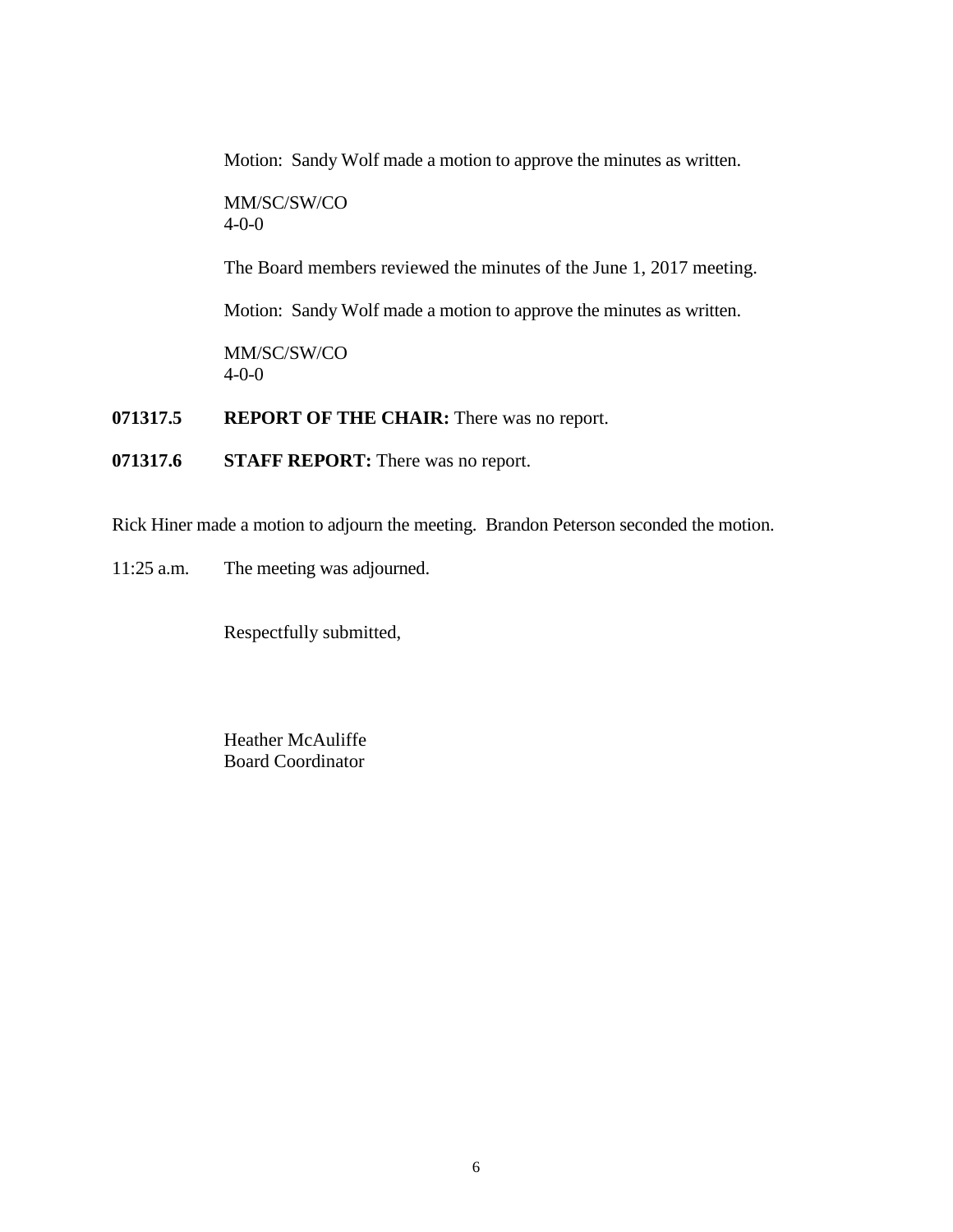Motion: Sandy Wolf made a motion to approve the minutes as written.

MM/SC/SW/CO
4-0-0

The Board members reviewed the minutes of the June 1, 2017 meeting.

Motion: Sandy Wolf made a motion to approve the minutes as written.

MM/SC/SW/CO
4-0-0

**071317.5 REPORT OF THE CHAIR:** There was no report.

**071317.6 STAFF REPORT:** There was no report.

Rick Hiner made a motion to adjourn the meeting. Brandon Peterson seconded the motion.

11:25 a.m. The meeting was adjourned.

Respectfully submitted,

Heather McAuliffe
Board Coordinator